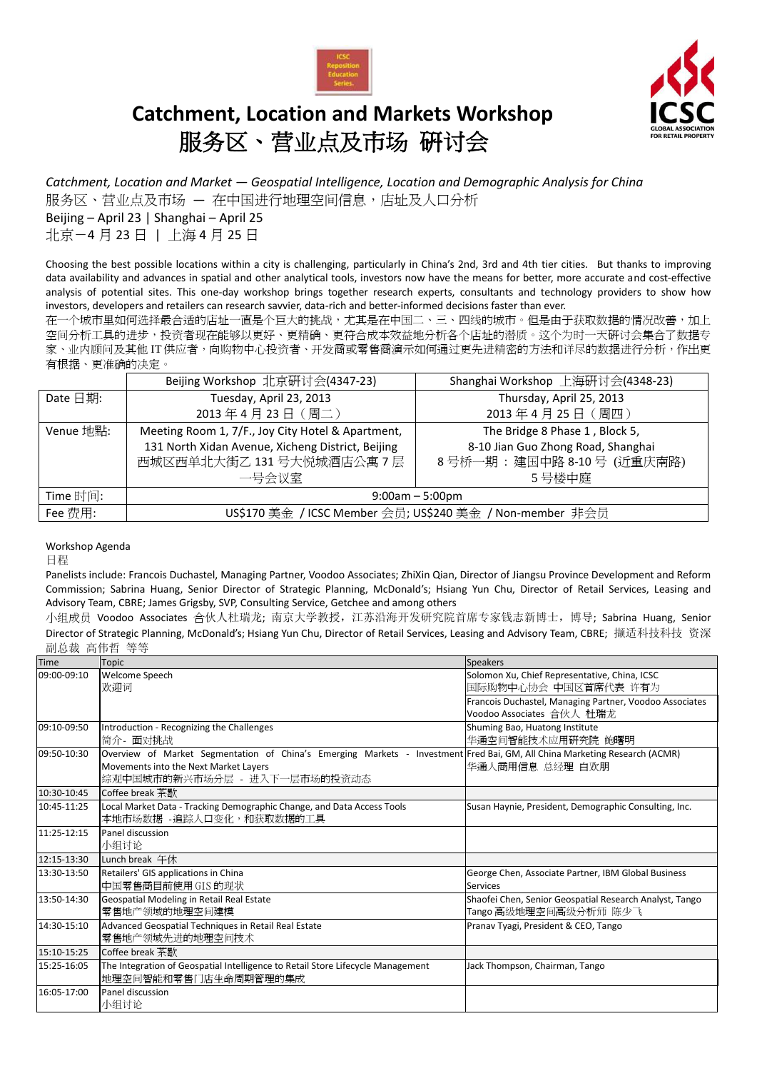# Catchment, Location and Markets Workshop
# 服务区、营业点及市场 研讨会

*Catchment, Location and Market — Geospatial Intelligence, Location and Demographic Analysis for China*

服务区、营业点及市场 — 在中国进行地理空间信息，店址及人口分析

Beijing – April 23 | Shanghai – April 25

北京－4 月 23 日 | 上海 4 月 25 日

Choosing the best possible locations within a city is challenging, particularly in China's 2nd, 3rd and 4th tier cities. But thanks to improving data availability and advances in spatial and other analytical tools, investors now have the means for better, more accurate and cost-effective analysis of potential sites. This one-day workshop brings together research experts, consultants and technology providers to show how investors, developers and retailers can research savvier, data-rich and better-informed decisions faster than ever.

在一个城市里如何选择最合适的店址一直是个巨大的挑战，尤其是在中国二、三、四线的城市。但是由于获取数据的情况改善，加上空间分析工具的进步，投资者现在能够以更好、更精确、更符合成本效益地分析各个店址的潜质。这个为时一天研讨会集合了数据专家、业内顾问及其他 IT 供应者，向购物中心投资者、开发商或零售商演示如何通过更先进精密的方法和详尽的数据进行分析，作出更有根据、更准确的决定。

| | Beijing Workshop 北京研讨会(4347-23) | Shanghai Workshop 上海研讨会(4348-23) |
|---|---|---|
| Date 日期: | Tuesday, April 23, 2013<br>2013 年 4 月 23 日（周二） | Thursday, April 25, 2013<br>2013 年 4 月 25 日（周四） |
| Venue 地點: | Meeting Room 1, 7/F., Joy City Hotel & Apartment, 131 North Xidan Avenue, Xicheng District, Beijing<br>西城区西单北大街乙 131 号大悦城酒店公寓 7 层一号会议室 | The Bridge 8 Phase 1, Block 5, 8-10 Jian Guo Zhong Road, Shanghai<br>8 号桥一期：建国中路 8-10 号 (近重庆南路) 5 号楼中庭 |
| Time 时间: | 9:00am – 5:00pm | |
| Fee 费用: | US$170 美金 / ICSC Member 会员; US$240 美金 / Non-member 非会员 | |

Workshop Agenda

日程

Panelists include: Francois Duchastel, Managing Partner, Voodoo Associates; ZhiXin Qian, Director of Jiangsu Province Development and Reform Commission; Sabrina Huang, Senior Director of Strategic Planning, McDonald's; Hsiang Yun Chu, Director of Retail Services, Leasing and Advisory Team, CBRE; James Grigsby, SVP, Consulting Service, Getchee and among others

小组成员 Voodoo Associates 合伙人杜瑞龙; 南京大学教授，江苏沿海开发研究院首席专家钱志新博士，博导; Sabrina Huang, Senior Director of Strategic Planning, McDonald's; Hsiang Yun Chu, Director of Retail Services, Leasing and Advisory Team, CBRE; 撷适科技科技 资深副总裁 高伟哲 等等

| Time | Topic | Speakers |
|---|---|---|
| 09:00-09:10 | Welcome Speech<br>欢迎词 | Solomon Xu, Chief Representative, China, ICSC<br>国际购物中心协会 中国区首席代表 许有为<br>Francois Duchastel, Managing Partner, Voodoo Associates<br>Voodoo Associates 合伙人 杜瑞龙 |
| 09:10-09:50 | Introduction - Recognizing the Challenges<br>简介 - 面对挑战 | Shuming Bao, Huatong Institute<br>华通空间智能技术应用研究院 鲍曙明 |
| 09:50-10:30 | Overview of Market Segmentation of China's Emerging Markets - Investment Movements into the Next Market Layers<br>综观中国城市的新兴市场分层 - 进入下一层市场的投资动态 | Fred Bai, GM, All China Marketing Research (ACMR)<br>华通人商用信息 总经理 白欢朋 |
| 10:30-10:45 | Coffee break 茶歇 | |
| 10:45-11:25 | Local Market Data - Tracking Demographic Change, and Data Access Tools<br>本地市场数据 -追踪人口变化，和获取数据的工具 | Susan Haynie, President, Demographic Consulting, Inc. |
| 11:25-12:15 | Panel discussion<br>小组讨论 | |
| 12:15-13:30 | Lunch break 午休 | |
| 13:30-13:50 | Retailers' GIS applications in China<br>中国零售商目前使用 GIS 的现状 | George Chen, Associate Partner, IBM Global Business Services |
| 13:50-14:30 | Geospatial Modeling in Retail Real Estate<br>零售地产领域的地理空间建模 | Shaofei Chen, Senior Geospatial Research Analyst, Tango<br>Tango 高级地理空间高级分析师 陈少飞 |
| 14:30-15:10 | Advanced Geospatial Techniques in Retail Real Estate<br>零售地产领域先进的地理空间技术 | Pranav Tyagi, President & CEO, Tango |
| 15:10-15:25 | Coffee break 茶歇 | |
| 15:25-16:05 | The Integration of Geospatial Intelligence to Retail Store Lifecycle Management<br>地理空间智能和零售门店生命周期管理的集成 | Jack Thompson, Chairman, Tango |
| 16:05-17:00 | Panel discussion<br>小组讨论 | |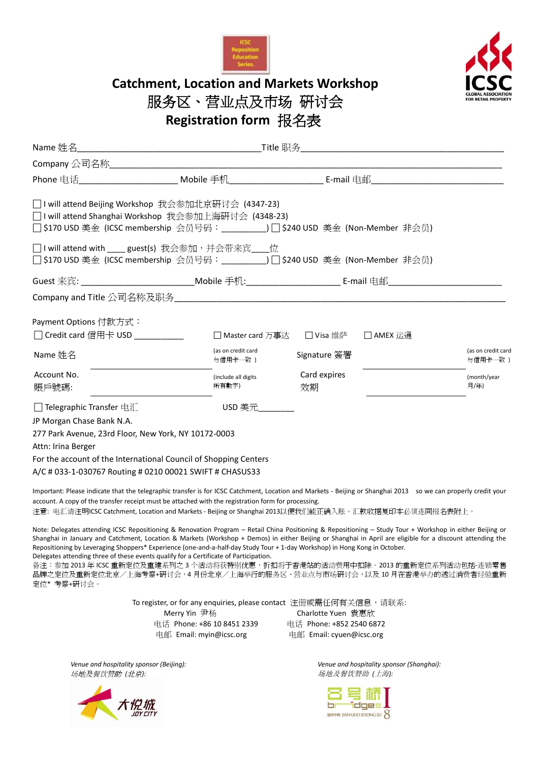ICSC Reposition Education Series.

ICSC GLOBAL ASSOCIATION FOR RETAIL PROPERTY

# Catchment, Location and Markets Workshop
# 服务区、营业点及市场 研讨会
## Registration form 报名表

Name 姓名\_\_\_\_\_\_\_\_\_\_\_\_\_\_\_\_\_\_\_\_\_\_\_\_\_\_\_\_\_\_\_\_\_\_\_\_\_\_Title 职务\_\_\_\_\_\_\_\_\_\_\_\_\_\_\_\_\_\_\_\_\_\_\_\_\_\_\_\_\_\_\_\_\_\_\_\_\_\_\_\_\_\_

Company 公司名称\_\_\_\_\_\_\_\_\_\_\_\_\_\_\_\_\_\_\_\_\_\_\_\_\_\_\_\_\_\_\_\_\_\_\_\_\_\_\_\_\_\_\_\_\_\_\_\_\_\_\_\_\_\_\_\_\_\_\_\_\_\_\_\_\_\_\_\_\_\_\_\_\_\_\_\_\_\_\_\_\_\_

Phone 电话\_\_\_\_\_\_\_\_\_\_\_\_\_\_\_\_\_\_\_\_ Mobile 手机\_\_\_\_\_\_\_\_\_\_\_\_\_\_\_\_\_\_\_\_ E-mail 电邮\_\_\_\_\_\_\_\_\_\_\_\_\_\_\_\_\_\_\_\_\_\_\_\_\_\_\_

☐ I will attend Beijing Workshop 我会参加北京研讨会 (4347-23)
☐ I will attend Shanghai Workshop 我会参加上海研讨会 (4348-23)
☐ $170 USD 美金 (ICSC membership 会员号码：\_\_\_\_\_\_\_\_\_\_) ☐ $240 USD 美金 (Non-Member 非会员)

☐ I will attend with \_\_\_\_ guest(s) 我会参加，并会带来宾\_\_\_\_位
☐ $170 USD 美金 (ICSC membership 会员号码：\_\_\_\_\_\_\_\_\_\_) ☐ $240 USD 美金 (Non-Member 非会员)

Guest 来宾: \_\_\_\_\_\_\_\_\_\_\_\_\_\_\_\_\_\_\_\_\_\_\_\_Mobile 手机:\_\_\_\_\_\_\_\_\_\_\_\_\_\_\_\_\_\_\_\_ E-mail 电邮\_\_\_\_\_\_\_\_\_\_\_\_\_\_\_\_\_\_\_\_\_\_\_\_

Company and Title 公司名称及职务\_\_\_\_\_\_\_\_\_\_\_\_\_\_\_\_\_\_\_\_\_\_\_\_\_\_\_\_\_\_\_\_\_\_\_\_\_\_\_\_\_\_\_\_\_\_\_\_\_\_\_\_\_\_\_\_\_\_\_\_\_\_\_\_\_\_\_\_\_\_\_\_

Payment Options 付款方式：

☐ Credit card 信用卡 USD \_\_\_\_\_\_\_\_\_\_\_  ☐ Master card 万事达  ☐ Visa 维萨  ☐ AMEX 运通

| | | | | | |
|---|---|---|---|---|---|
| Name 姓名 | \_\_\_\_\_\_\_\_\_\_\_\_\_\_\_\_ | (as on credit card 与信用卡一致） | Signature 签署 | \_\_\_\_\_\_\_\_\_\_\_\_\_\_\_\_ | (as on credit card 与信用卡一致） |
| Account No. 賬戶號碼: | \_\_\_\_\_\_\_\_\_\_\_\_\_\_\_\_ | (include all digits 所有數字) | Card expires 效期 | \_\_\_\_\_\_\_\_\_\_\_\_\_\_\_\_ | (month/year 月/年) |

☐ Telegraphic Transfer 电汇  USD 美元\_\_\_\_\_\_\_\_

JP Morgan Chase Bank N.A.
277 Park Avenue, 23rd Floor, New York, NY 10172-0003
Attn: Irina Berger
For the account of the International Council of Shopping Centers
A/C # 033-1-030767 Routing # 0210 00021 SWIFT # CHASUS33

Important: Please indicate that the telegraphic transfer is for ICSC Catchment, Location and Markets - Beijing or Shanghai 2013 so we can properly credit your account. A copy of the transfer receipt must be attached with the registration form for processing.
注意: 电汇请注明ICSC Catchment, Location and Markets - Beijing or Shanghai 2013以便我们能正确入账。汇款收据复印本必须连同报名表附上。

Note: Delegates attending ICSC Repositioning & Renovation Program – Retail China Positioning & Repositioning – Study Tour + Workshop in either Beijing or Shanghai in January and Catchment, Location & Markets (Workshop + Demos) in either Beijing or Shanghai in April are eligible for a discount attending the Repositioning by Leveraging Shoppers* Experience (one-and-a-half-day Study Tour + 1-day Workshop) in Hong Kong in October.
Delegates attending three of these events qualify for a Certificate of Participation.
备注：参加 2013 年 ICSC 重新定位及重建系列之 3 个活动将获特别优惠，折扣将于香港站的活动费用中扣除。2013 的重新定位系列活动包括-连锁零售品牌之定位及重新定位北京／上海考察+研讨会，4 月份北京／上海举行的服务区、营业点与市场研讨会，以及 10 月在香港举办的透过消费者经验重新定位* 考察+研讨会。

To register, or for any enquiries, please contact 注册或需任何有关信息，请联系:

Merry Yin 尹杨
电话 Phone: +86 10 8451 2339
电邮 Email: myin@icsc.org

Charlotte Yuen 袁惠欣
电话 Phone: +852 2540 6872
电邮 Email: cyuen@icsc.org

*Venue and hospitality sponsor (Beijing):*
*场地及餐饮赞助 (北京):*

大悦城 JOY CITY

*Venue and hospitality sponsor (Shanghai):*
*场地及餐饮赞助 (上海):*

8号桥 bridge 8 建国中路 JIANGUO ZHONG LU 8